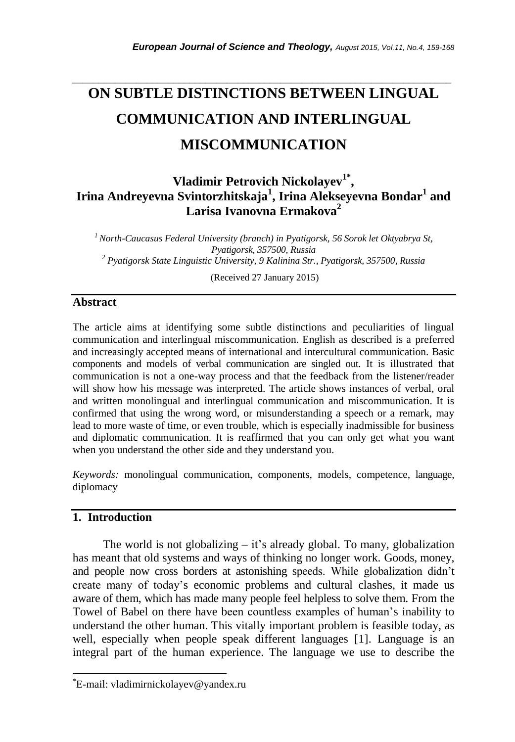# ON SUBTLE DISTINCTIONS BETWEEN LINGUAL COMMUNICATION AND INTERLINGUAL MISCOMMUNICATION

**Vladimir Petrovich Nickolayev[1*], Irina Andreyevna Svintorzhitskaja[1], Irina Alekseyevna Bondar[1] and Larisa Ivanovna Ermakova[2]**

*[1] North-Caucasus Federal University (branch) in Pyatigorsk, 56 Sorok let Oktyabrya St, Pyatigorsk, 357500, Russia*
*[2] Pyatigorsk State Linguistic University, 9 Kalinina Str., Pyatigorsk, 357500, Russia*

(Received 27 January 2015)

## Abstract

The article aims at identifying some subtle distinctions and peculiarities of lingual communication and interlingual miscommunication. English as described is a preferred and increasingly accepted means of international and intercultural communication. Basic components and models of verbal communication are singled out. It is illustrated that communication is not a one-way process and that the feedback from the listener/reader will show how his message was interpreted. The article shows instances of verbal, oral and written monolingual and interlingual communication and miscommunication. It is confirmed that using the wrong word, or misunderstanding a speech or a remark, may lead to more waste of time, or even trouble, which is especially inadmissible for business and diplomatic communication. It is reaffirmed that you can only get what you want when you understand the other side and they understand you.

*Keywords:* monolingual communication, components, models, competence, language, diplomacy

## 1. Introduction

The world is not globalizing – it's already global. To many, globalization has meant that old systems and ways of thinking no longer work. Goods, money, and people now cross borders at astonishing speeds. While globalization didn't create many of today's economic problems and cultural clashes, it made us aware of them, which has made many people feel helpless to solve them. From the Towel of Babel on there have been countless examples of human's inability to understand the other human. This vitally important problem is feasible today, as well, especially when people speak different languages [1]. Language is an integral part of the human experience. The language we use to describe the

---

*E-mail: vladimirnickolayev@yandex.ru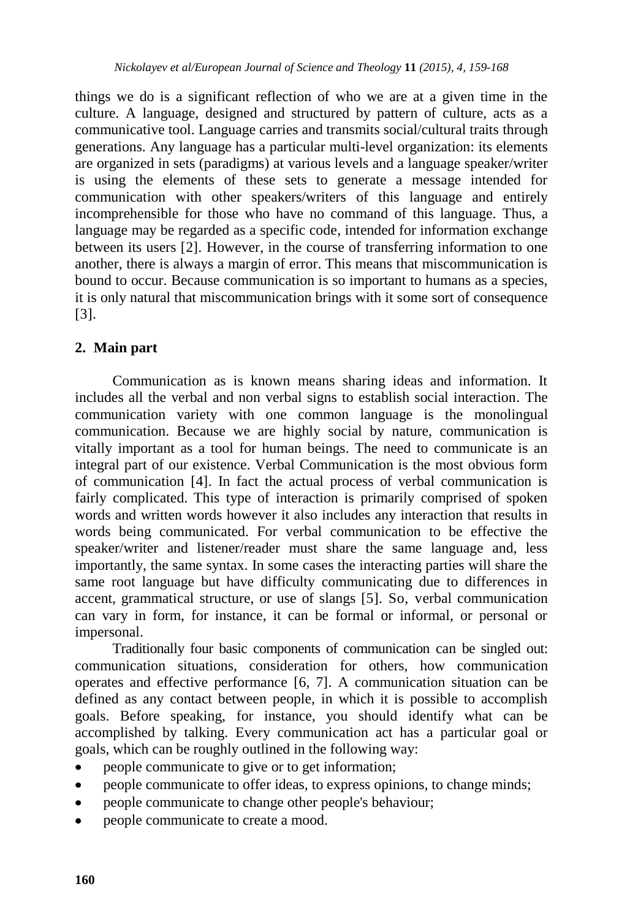things we do is a significant reflection of who we are at a given time in the culture. A language, designed and structured by pattern of culture, acts as a communicative tool. Language carries and transmits social/cultural traits through generations. Any language has a particular multi-level organization: its elements are organized in sets (paradigms) at various levels and a language speaker/writer is using the elements of these sets to generate a message intended for communication with other speakers/writers of this language and entirely incomprehensible for those who have no command of this language. Thus, a language may be regarded as a specific code, intended for information exchange between its users [2]. However, in the course of transferring information to one another, there is always a margin of error. This means that miscommunication is bound to occur. Because communication is so important to humans as a species, it is only natural that miscommunication brings with it some sort of consequence [3].

## 2. Main part

Communication as is known means sharing ideas and information. It includes all the verbal and non verbal signs to establish social interaction. The communication variety with one common language is the monolingual communication. Because we are highly social by nature, communication is vitally important as a tool for human beings. The need to communicate is an integral part of our existence. Verbal Communication is the most obvious form of communication [4]. In fact the actual process of verbal communication is fairly complicated. This type of interaction is primarily comprised of spoken words and written words however it also includes any interaction that results in words being communicated. For verbal communication to be effective the speaker/writer and listener/reader must share the same language and, less importantly, the same syntax. In some cases the interacting parties will share the same root language but have difficulty communicating due to differences in accent, grammatical structure, or use of slangs [5]. So, verbal communication can vary in form, for instance, it can be formal or informal, or personal or impersonal.

Traditionally four basic components of communication can be singled out: communication situations, consideration for others, how communication operates and effective performance [6, 7]. A communication situation can be defined as any contact between people, in which it is possible to accomplish goals. Before speaking, for instance, you should identify what can be accomplished by talking. Every communication act has a particular goal or goals, which can be roughly outlined in the following way:

- people communicate to give or to get information;
- people communicate to offer ideas, to express opinions, to change minds;
- people communicate to change other people's behaviour;
- people communicate to create a mood.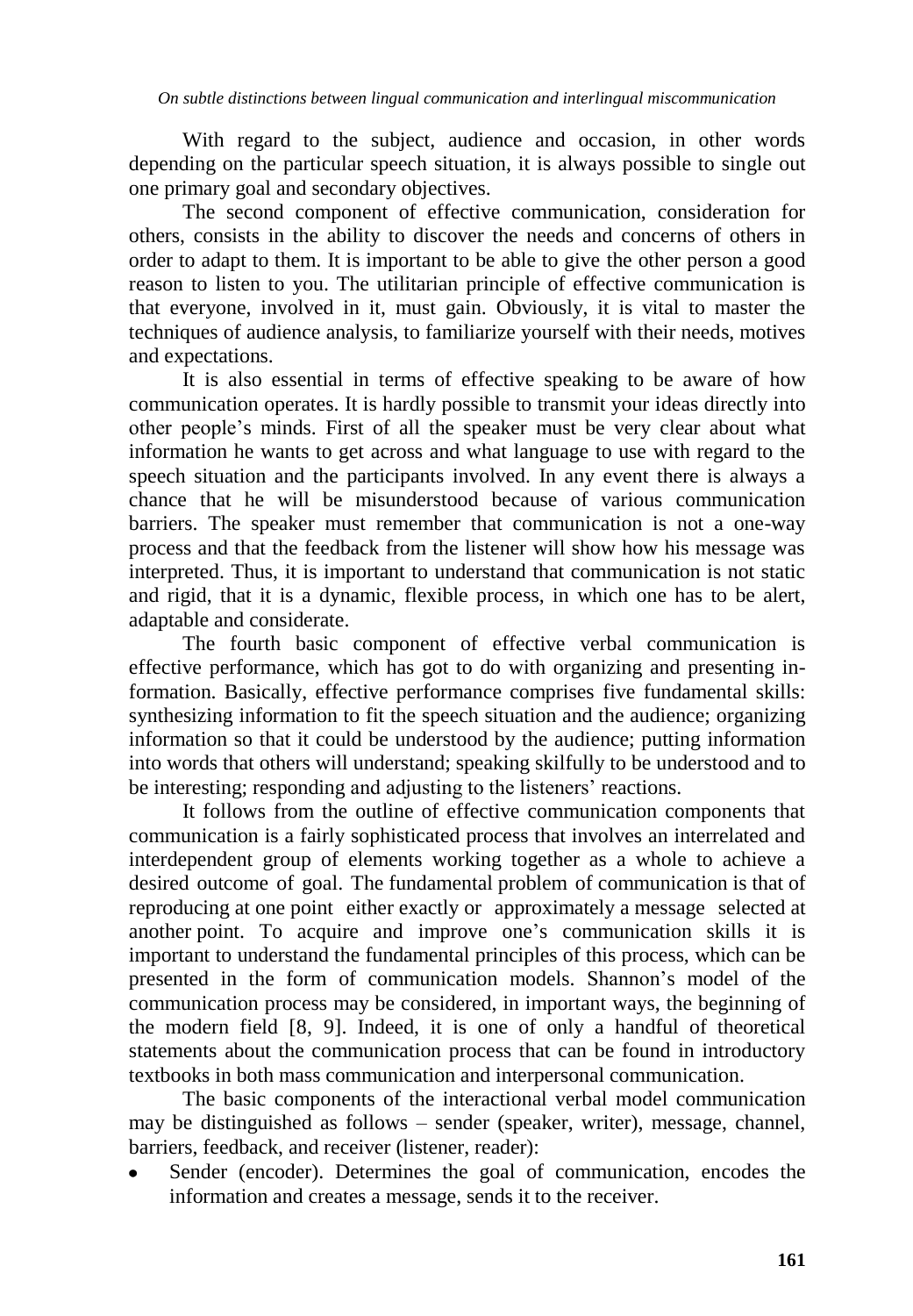With regard to the subject, audience and occasion, in other words depending on the particular speech situation, it is always possible to single out one primary goal and secondary objectives.

The second component of effective communication, consideration for others, consists in the ability to discover the needs and concerns of others in order to adapt to them. It is important to be able to give the other person a good reason to listen to you. The utilitarian principle of effective communication is that everyone, involved in it, must gain. Obviously, it is vital to master the techniques of audience analysis, to familiarize yourself with their needs, motives and expectations.

It is also essential in terms of effective speaking to be aware of how communication operates. It is hardly possible to transmit your ideas directly into other people's minds. First of all the speaker must be very clear about what information he wants to get across and what language to use with regard to the speech situation and the participants involved. In any event there is always a chance that he will be misunderstood because of various communication barriers. The speaker must remember that communication is not a one-way process and that the feedback from the listener will show how his message was interpreted. Thus, it is important to understand that communication is not static and rigid, that it is a dynamic, flexible process, in which one has to be alert, adaptable and considerate.

The fourth basic component of effective verbal communication is effective performance, which has got to do with organizing and presenting information. Basically, effective performance comprises five fundamental skills: synthesizing information to fit the speech situation and the audience; organizing information so that it could be understood by the audience; putting information into words that others will understand; speaking skilfully to be understood and to be interesting; responding and adjusting to the listeners' reactions.

It follows from the outline of effective communication components that communication is a fairly sophisticated process that involves an interrelated and interdependent group of elements working together as a whole to achieve a desired outcome of goal. The fundamental problem of communication is that of reproducing at one point either exactly or approximately a message selected at another point. To acquire and improve one's communication skills it is important to understand the fundamental principles of this process, which can be presented in the form of communication models. Shannon's model of the communication process may be considered, in important ways, the beginning of the modern field [8, 9]. Indeed, it is one of only a handful of theoretical statements about the communication process that can be found in introductory textbooks in both mass communication and interpersonal communication.

The basic components of the interactional verbal model communication may be distinguished as follows – sender (speaker, writer), message, channel, barriers, feedback, and receiver (listener, reader):

- Sender (encoder). Determines the goal of communication, encodes the information and creates a message, sends it to the receiver.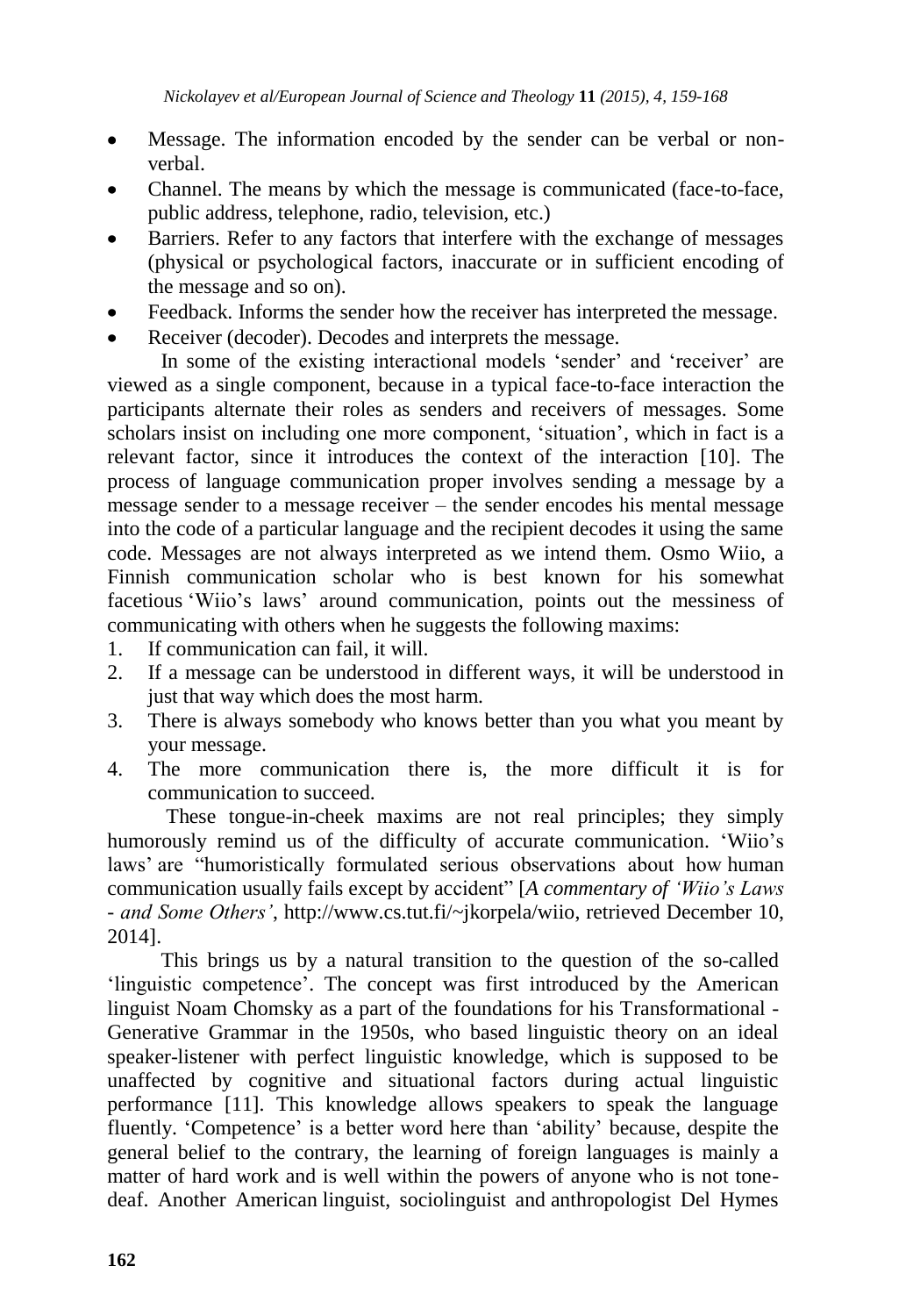- Message. The information encoded by the sender can be verbal or non-verbal.
- Channel. The means by which the message is communicated (face-to-face, public address, telephone, radio, television, etc.)
- Barriers. Refer to any factors that interfere with the exchange of messages (physical or psychological factors, inaccurate or in sufficient encoding of the message and so on).
- Feedback. Informs the sender how the receiver has interpreted the message.
- Receiver (decoder). Decodes and interprets the message.

In some of the existing interactional models 'sender' and 'receiver' are viewed as a single component, because in a typical face-to-face interaction the participants alternate their roles as senders and receivers of messages. Some scholars insist on including one more component, 'situation', which in fact is a relevant factor, since it introduces the context of the interaction [10]. The process of language communication proper involves sending a message by a message sender to a message receiver – the sender encodes his mental message into the code of a particular language and the recipient decodes it using the same code. Messages are not always interpreted as we intend them. Osmo Wiio, a Finnish communication scholar who is best known for his somewhat facetious 'Wiio's laws' around communication, points out the messiness of communicating with others when he suggests the following maxims:

1. If communication can fail, it will.
2. If a message can be understood in different ways, it will be understood in just that way which does the most harm.
3. There is always somebody who knows better than you what you meant by your message.
4. The more communication there is, the more difficult it is for communication to succeed.

These tongue-in-cheek maxims are not real principles; they simply humorously remind us of the difficulty of accurate communication. 'Wiio's laws' are "humoristically formulated serious observations about how human communication usually fails except by accident" [*A commentary of 'Wiio's Laws - and Some Others'*, http://www.cs.tut.fi/~jkorpela/wiio, retrieved December 10, 2014].

This brings us by a natural transition to the question of the so-called 'linguistic competence'. The concept was first introduced by the American linguist Noam Chomsky as a part of the foundations for his Transformational - Generative Grammar in the 1950s, who based linguistic theory on an ideal speaker-listener with perfect linguistic knowledge, which is supposed to be unaffected by cognitive and situational factors during actual linguistic performance [11]. This knowledge allows speakers to speak the language fluently. 'Competence' is a better word here than 'ability' because, despite the general belief to the contrary, the learning of foreign languages is mainly a matter of hard work and is well within the powers of anyone who is not tone-deaf. Another American linguist, sociolinguist and anthropologist Del Hymes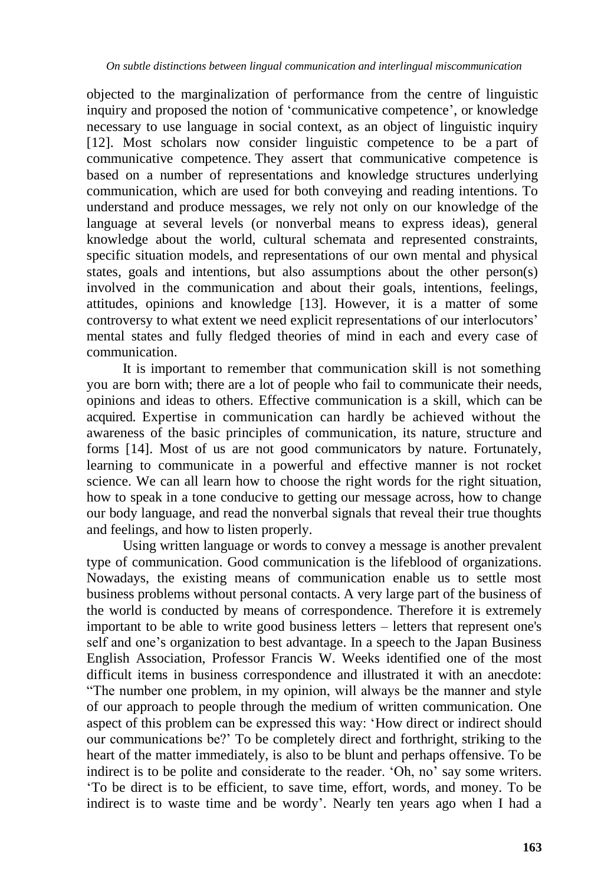objected to the marginalization of performance from the centre of linguistic inquiry and proposed the notion of 'communicative competence', or knowledge necessary to use language in social context, as an object of linguistic inquiry [12]. Most scholars now consider linguistic competence to be a part of communicative competence. They assert that communicative competence is based on a number of representations and knowledge structures underlying communication, which are used for both conveying and reading intentions. To understand and produce messages, we rely not only on our knowledge of the language at several levels (or nonverbal means to express ideas), general knowledge about the world, cultural schemata and represented constraints, specific situation models, and representations of our own mental and physical states, goals and intentions, but also assumptions about the other person(s) involved in the communication and about their goals, intentions, feelings, attitudes, opinions and knowledge [13]. However, it is a matter of some controversy to what extent we need explicit representations of our interlocutors' mental states and fully fledged theories of mind in each and every case of communication.

It is important to remember that communication skill is not something you are born with; there are a lot of people who fail to communicate their needs, opinions and ideas to others. Effective communication is a skill, which can be acquired. Expertise in communication can hardly be achieved without the awareness of the basic principles of communication, its nature, structure and forms [14]. Most of us are not good communicators by nature. Fortunately, learning to communicate in a powerful and effective manner is not rocket science. We can all learn how to choose the right words for the right situation, how to speak in a tone conducive to getting our message across, how to change our body language, and read the nonverbal signals that reveal their true thoughts and feelings, and how to listen properly.

Using written language or words to convey a message is another prevalent type of communication. Good communication is the lifeblood of organizations. Nowadays, the existing means of communication enable us to settle most business problems without personal contacts. A very large part of the business of the world is conducted by means of correspondence. Therefore it is extremely important to be able to write good business letters – letters that represent one's self and one's organization to best advantage. In a speech to the Japan Business English Association, Professor Francis W. Weeks identified one of the most difficult items in business correspondence and illustrated it with an anecdote: "The number one problem, in my opinion, will always be the manner and style of our approach to people through the medium of written communication. One aspect of this problem can be expressed this way: 'How direct or indirect should our communications be?' To be completely direct and forthright, striking to the heart of the matter immediately, is also to be blunt and perhaps offensive. To be indirect is to be polite and considerate to the reader. 'Oh, no' say some writers. 'To be direct is to be efficient, to save time, effort, words, and money. To be indirect is to waste time and be wordy'. Nearly ten years ago when I had a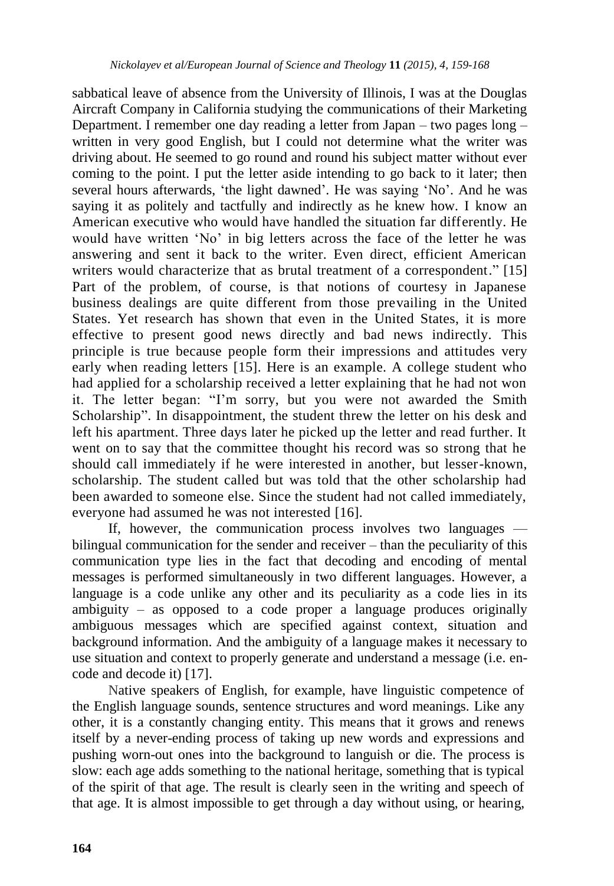sabbatical leave of absence from the University of Illinois, I was at the Douglas Aircraft Company in California studying the communications of their Marketing Department. I remember one day reading a letter from Japan – two pages long – written in very good English, but I could not determine what the writer was driving about. He seemed to go round and round his subject matter without ever coming to the point. I put the letter aside intending to go back to it later; then several hours afterwards, 'the light dawned'. He was saying 'No'. And he was saying it as politely and tactfully and indirectly as he knew how. I know an American executive who would have handled the situation far differently. He would have written 'No' in big letters across the face of the letter he was answering and sent it back to the writer. Even direct, efficient American writers would characterize that as brutal treatment of a correspondent." [15] Part of the problem, of course, is that notions of courtesy in Japanese business dealings are quite different from those prevailing in the United States. Yet research has shown that even in the United States, it is more effective to present good news directly and bad news indirectly. This principle is true because people form their impressions and attitudes very early when reading letters [15]. Here is an example. A college student who had applied for a scholarship received a letter explaining that he had not won it. The letter began: "I'm sorry, but you were not awarded the Smith Scholarship". In disappointment, the student threw the letter on his desk and left his apartment. Three days later he picked up the letter and read further. It went on to say that the committee thought his record was so strong that he should call immediately if he were interested in another, but lesser-known, scholarship. The student called but was told that the other scholarship had been awarded to someone else. Since the student had not called immediately, everyone had assumed he was not interested [16].

If, however, the communication process involves two languages — bilingual communication for the sender and receiver – than the peculiarity of this communication type lies in the fact that decoding and encoding of mental messages is performed simultaneously in two different languages. However, a language is a code unlike any other and its peculiarity as a code lies in its ambiguity – as opposed to a code proper a language produces originally ambiguous messages which are specified against context, situation and background information. And the ambiguity of a language makes it necessary to use situation and context to properly generate and understand a message (i.e. en-code and decode it) [17].

Native speakers of English, for example, have linguistic competence of the English language sounds, sentence structures and word meanings. Like any other, it is a constantly changing entity. This means that it grows and renews itself by a never-ending process of taking up new words and expressions and pushing worn-out ones into the background to languish or die. The process is slow: each age adds something to the national heritage, something that is typical of the spirit of that age. The result is clearly seen in the writing and speech of that age. It is almost impossible to get through a day without using, or hearing,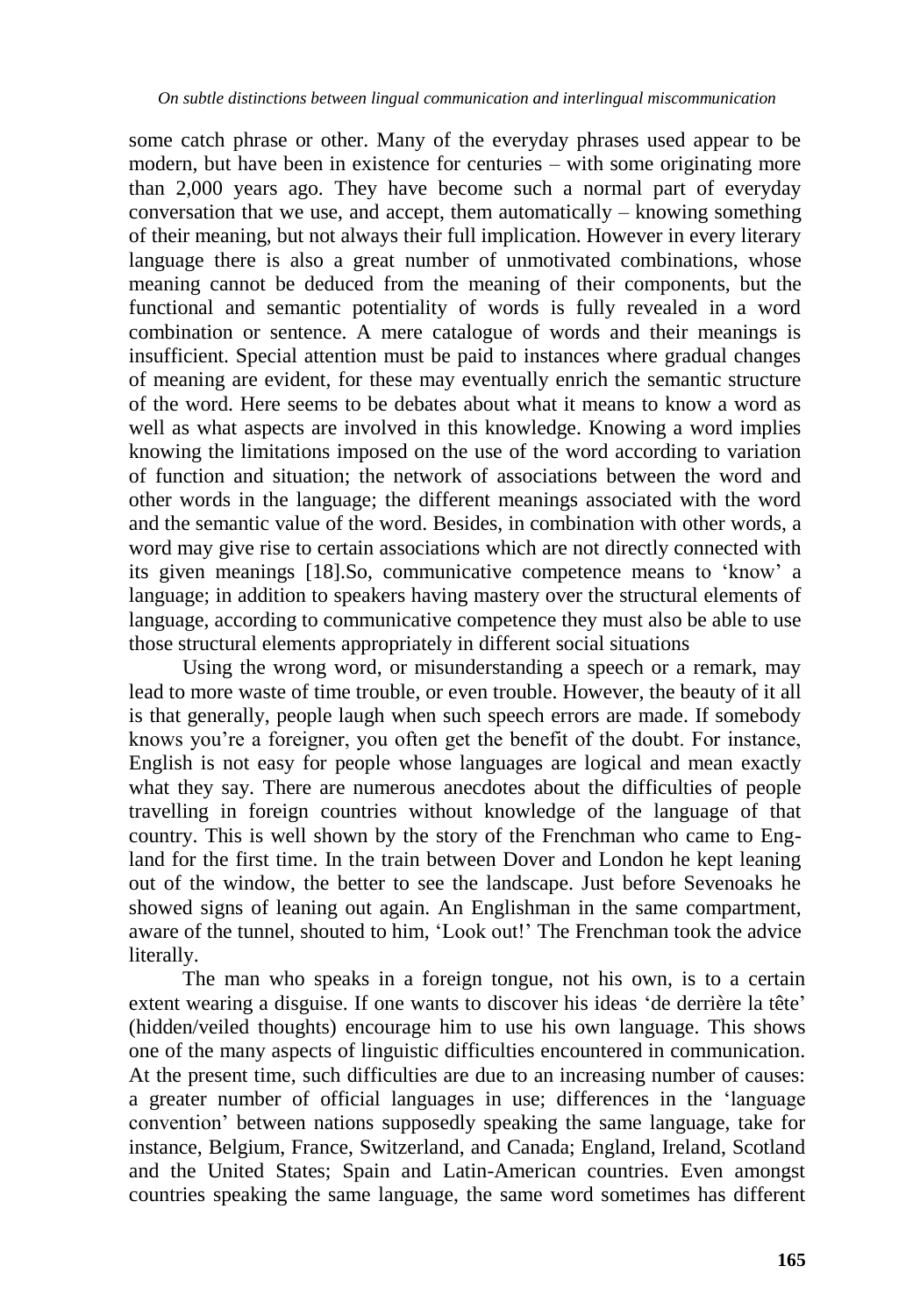some catch phrase or other. Many of the everyday phrases used appear to be modern, but have been in existence for centuries – with some originating more than 2,000 years ago. They have become such a normal part of everyday conversation that we use, and accept, them automatically – knowing something of their meaning, but not always their full implication. However in every literary language there is also a great number of unmotivated combinations, whose meaning cannot be deduced from the meaning of their components, but the functional and semantic potentiality of words is fully revealed in a word combination or sentence. A mere catalogue of words and their meanings is insufficient. Special attention must be paid to instances where gradual changes of meaning are evident, for these may eventually enrich the semantic structure of the word. Here seems to be debates about what it means to know a word as well as what aspects are involved in this knowledge. Knowing a word implies knowing the limitations imposed on the use of the word according to variation of function and situation; the network of associations between the word and other words in the language; the different meanings associated with the word and the semantic value of the word. Besides, in combination with other words, a word may give rise to certain associations which are not directly connected with its given meanings [18].So, communicative competence means to 'know' a language; in addition to speakers having mastery over the structural elements of language, according to communicative competence they must also be able to use those structural elements appropriately in different social situations

Using the wrong word, or misunderstanding a speech or a remark, may lead to more waste of time trouble, or even trouble. However, the beauty of it all is that generally, people laugh when such speech errors are made. If somebody knows you're a foreigner, you often get the benefit of the doubt. For instance, English is not easy for people whose languages are logical and mean exactly what they say. There are numerous anecdotes about the difficulties of people travelling in foreign countries without knowledge of the language of that country. This is well shown by the story of the Frenchman who came to England for the first time. In the train between Dover and London he kept leaning out of the window, the better to see the landscape. Just before Sevenoaks he showed signs of leaning out again. An Englishman in the same compartment, aware of the tunnel, shouted to him, 'Look out!' The Frenchman took the advice literally.

The man who speaks in a foreign tongue, not his own, is to a certain extent wearing a disguise. If one wants to discover his ideas 'de derrière la tête' (hidden/veiled thoughts) encourage him to use his own language. This shows one of the many aspects of linguistic difficulties encountered in communication. At the present time, such difficulties are due to an increasing number of causes: a greater number of official languages in use; differences in the 'language convention' between nations supposedly speaking the same language, take for instance, Belgium, France, Switzerland, and Canada; England, Ireland, Scotland and the United States; Spain and Latin-American countries. Even amongst countries speaking the same language, the same word sometimes has different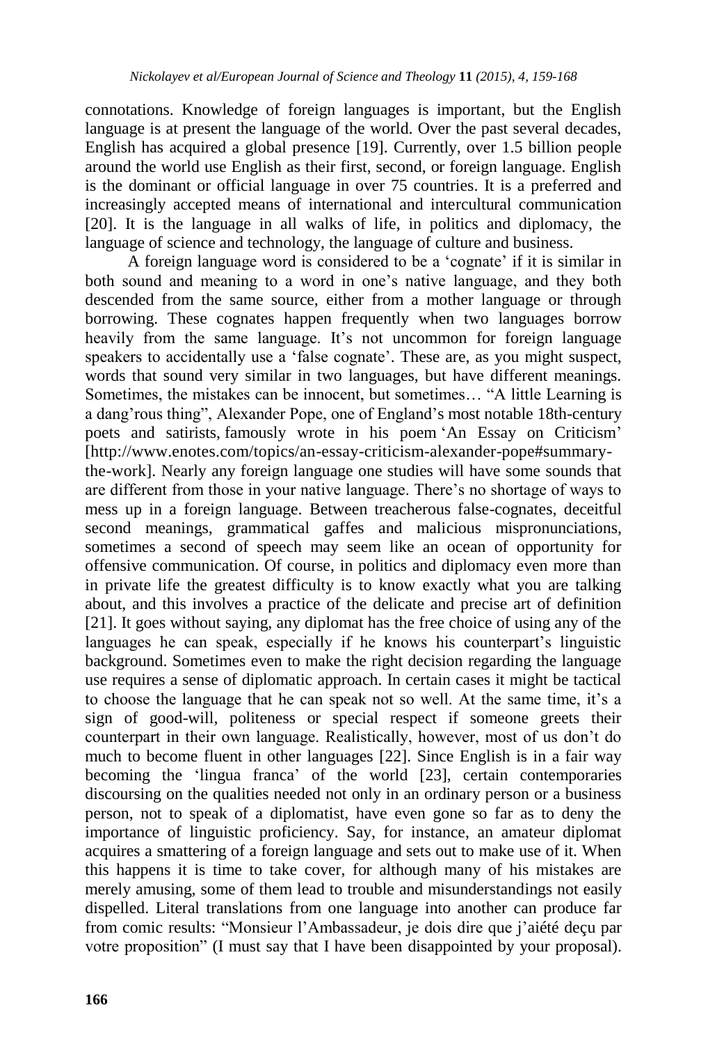connotations. Knowledge of foreign languages is important, but the English language is at present the language of the world. Over the past several decades, English has acquired a global presence [19]. Currently, over 1.5 billion people around the world use English as their first, second, or foreign language. English is the dominant or official language in over 75 countries. It is a preferred and increasingly accepted means of international and intercultural communication [20]. It is the language in all walks of life, in politics and diplomacy, the language of science and technology, the language of culture and business.

A foreign language word is considered to be a 'cognate' if it is similar in both sound and meaning to a word in one's native language, and they both descended from the same source, either from a mother language or through borrowing. These cognates happen frequently when two languages borrow heavily from the same language. It's not uncommon for foreign language speakers to accidentally use a 'false cognate'. These are, as you might suspect, words that sound very similar in two languages, but have different meanings. Sometimes, the mistakes can be innocent, but sometimes… "A little Learning is a dang'rous thing", Alexander Pope, one of England's most notable 18th-century poets and satirists, famously wrote in his poem 'An Essay on Criticism' [http://www.enotes.com/topics/an-essay-criticism-alexander-pope#summary-the-work]. Nearly any foreign language one studies will have some sounds that are different from those in your native language. There's no shortage of ways to mess up in a foreign language. Between treacherous false-cognates, deceitful second meanings, grammatical gaffes and malicious mispronunciations, sometimes a second of speech may seem like an ocean of opportunity for offensive communication. Of course, in politics and diplomacy even more than in private life the greatest difficulty is to know exactly what you are talking about, and this involves a practice of the delicate and precise art of definition [21]. It goes without saying, any diplomat has the free choice of using any of the languages he can speak, especially if he knows his counterpart's linguistic background. Sometimes even to make the right decision regarding the language use requires a sense of diplomatic approach. In certain cases it might be tactical to choose the language that he can speak not so well. At the same time, it's a sign of good-will, politeness or special respect if someone greets their counterpart in their own language. Realistically, however, most of us don't do much to become fluent in other languages [22]. Since English is in a fair way becoming the 'lingua franca' of the world [23], certain contemporaries discoursing on the qualities needed not only in an ordinary person or a business person, not to speak of a diplomatist, have even gone so far as to deny the importance of linguistic proficiency. Say, for instance, an amateur diplomat acquires a smattering of a foreign language and sets out to make use of it. When this happens it is time to take cover, for although many of his mistakes are merely amusing, some of them lead to trouble and misunderstandings not easily dispelled. Literal translations from one language into another can produce far from comic results: "Monsieur l'Ambassadeur, je dois dire que j'aiété deçu par votre proposition" (I must say that I have been disappointed by your proposal).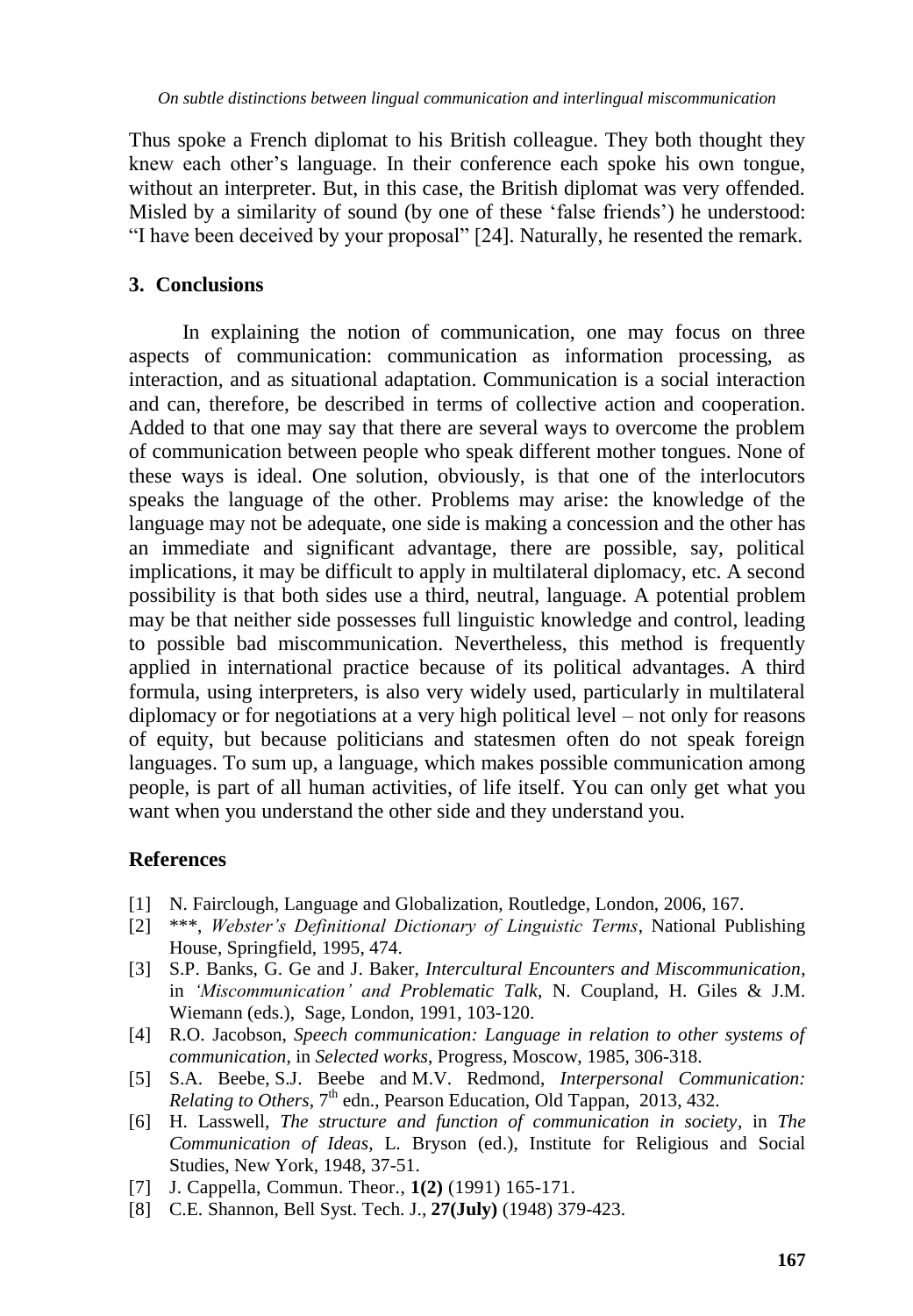Thus spoke a French diplomat to his British colleague. They both thought they knew each other's language. In their conference each spoke his own tongue, without an interpreter. But, in this case, the British diplomat was very offended. Misled by a similarity of sound (by one of these 'false friends') he understood: "I have been deceived by your proposal" [24]. Naturally, he resented the remark.

## 3. Conclusions

In explaining the notion of communication, one may focus on three aspects of communication: communication as information processing, as interaction, and as situational adaptation. Communication is a social interaction and can, therefore, be described in terms of collective action and cooperation. Added to that one may say that there are several ways to overcome the problem of communication between people who speak different mother tongues. None of these ways is ideal. One solution, obviously, is that one of the interlocutors speaks the language of the other. Problems may arise: the knowledge of the language may not be adequate, one side is making a concession and the other has an immediate and significant advantage, there are possible, say, political implications, it may be difficult to apply in multilateral diplomacy, etc. A second possibility is that both sides use a third, neutral, language. A potential problem may be that neither side possesses full linguistic knowledge and control, leading to possible bad miscommunication. Nevertheless, this method is frequently applied in international practice because of its political advantages. A third formula, using interpreters, is also very widely used, particularly in multilateral diplomacy or for negotiations at a very high political level – not only for reasons of equity, but because politicians and statesmen often do not speak foreign languages. To sum up, a language, which makes possible communication among people, is part of all human activities, of life itself. You can only get what you want when you understand the other side and they understand you.

## References

[1] N. Fairclough, Language and Globalization, Routledge, London, 2006, 167.

[2] \*\*\*, *Webster's Definitional Dictionary of Linguistic Terms*, National Publishing House, Springfield, 1995, 474.

[3] S.P. Banks, G. Ge and J. Baker, *Intercultural Encounters and Miscommunication*, in *'Miscommunication' and Problematic Talk*, N. Coupland, H. Giles & J.M. Wiemann (eds.), Sage, London, 1991, 103-120.

[4] R.O. Jacobson, *Speech communication: Language in relation to other systems of communication*, in *Selected works*, Progress, Moscow, 1985, 306-318.

[5] S.A. Beebe, S.J. Beebe and M.V. Redmond, *Interpersonal Communication: Relating to Others*, 7th edn., Pearson Education, Old Tappan, 2013, 432.

[6] H. Lasswell, *The structure and function of communication in society*, in *The Communication of Ideas*, L. Bryson (ed.), Institute for Religious and Social Studies, New York, 1948, 37-51.

[7] J. Cappella, Commun. Theor., **1(2)** (1991) 165-171.

[8] C.E. Shannon, Bell Syst. Tech. J., **27(July)** (1948) 379-423.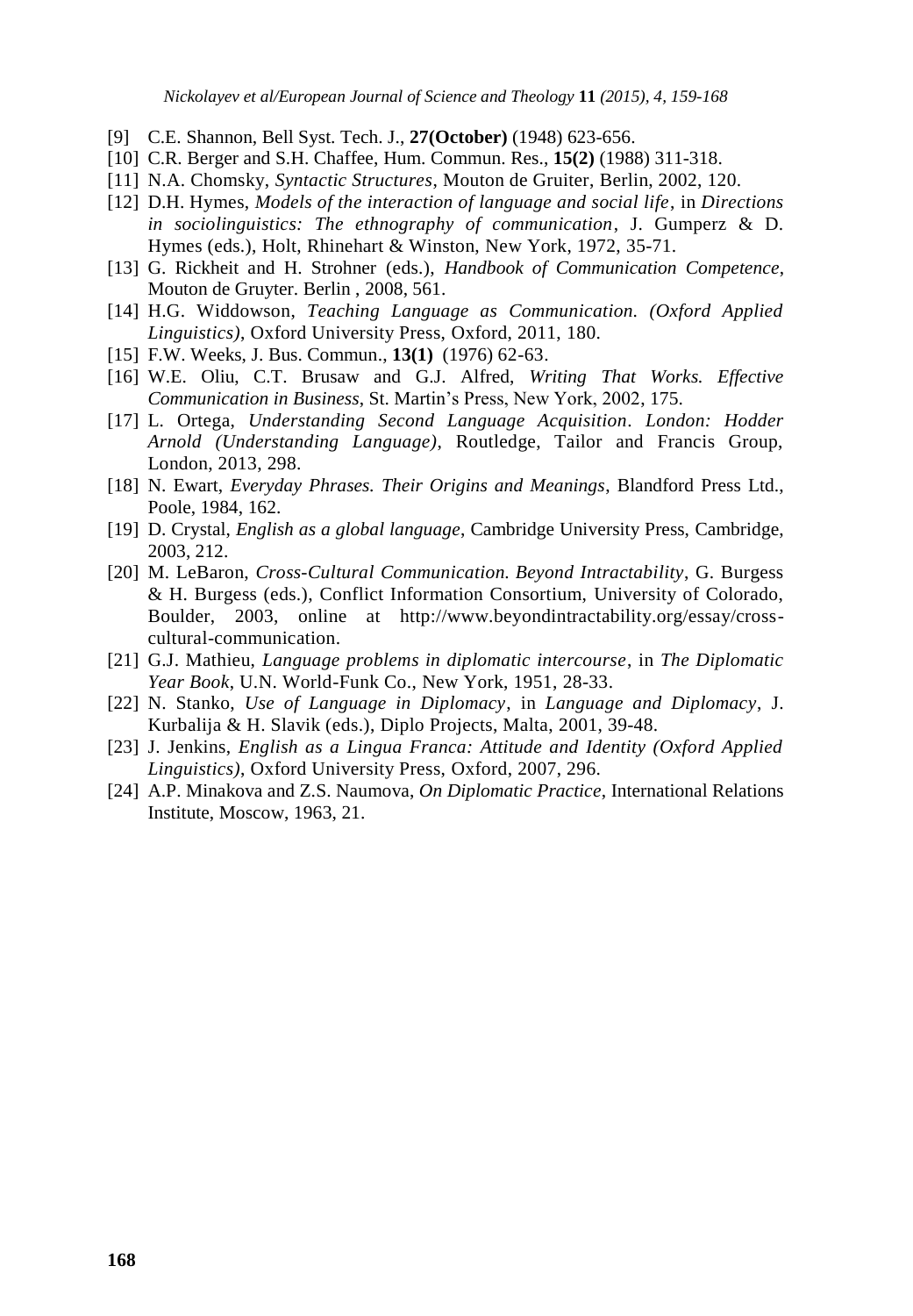[9] C.E. Shannon, Bell Syst. Tech. J., **27(October)** (1948) 623-656.

[10] C.R. Berger and S.H. Chaffee, Hum. Commun. Res., **15(2)** (1988) 311-318.

[11] N.A. Chomsky, *Syntactic Structures*, Mouton de Gruiter, Berlin, 2002, 120.

[12] D.H. Hymes, *Models of the interaction of language and social life*, in *Directions in sociolinguistics: The ethnography of communication*, J. Gumperz & D. Hymes (eds.), Holt, Rhinehart & Winston, New York, 1972, 35-71.

[13] G. Rickheit and H. Strohner (eds.), *Handbook of Communication Competence*, Mouton de Gruyter. Berlin , 2008, 561.

[14] H.G. Widdowson, *Teaching Language as Communication. (Oxford Applied Linguistics)*, Oxford University Press, Oxford, 2011, 180.

[15] F.W. Weeks, J. Bus. Commun., **13(1)** (1976) 62-63.

[16] W.E. Oliu, C.T. Brusaw and G.J. Alfred, *Writing That Works. Effective Communication in Business*, St. Martin's Press, New York, 2002, 175.

[17] L. Ortega, *Understanding Second Language Acquisition. London: Hodder Arnold (Understanding Language)*, Routledge, Tailor and Francis Group, London, 2013, 298.

[18] N. Ewart, *Everyday Phrases. Their Origins and Meanings*, Blandford Press Ltd., Poole, 1984, 162.

[19] D. Crystal, *English as a global language*, Cambridge University Press, Cambridge, 2003, 212.

[20] M. LeBaron, *Cross-Cultural Communication. Beyond Intractability*, G. Burgess & H. Burgess (eds.), Conflict Information Consortium, University of Colorado, Boulder, 2003, online at http://www.beyondintractability.org/essay/cross-cultural-communication.

[21] G.J. Mathieu, *Language problems in diplomatic intercourse*, in *The Diplomatic Year Book*, U.N. World-Funk Co., New York, 1951, 28-33.

[22] N. Stanko, *Use of Language in Diplomacy*, in *Language and Diplomacy*, J. Kurbalija & H. Slavik (eds.), Diplo Projects, Malta, 2001, 39-48.

[23] J. Jenkins, *English as a Lingua Franca: Attitude and Identity (Oxford Applied Linguistics)*, Oxford University Press, Oxford, 2007, 296.

[24] A.P. Minakova and Z.S. Naumova, *On Diplomatic Practice*, International Relations Institute, Moscow, 1963, 21.